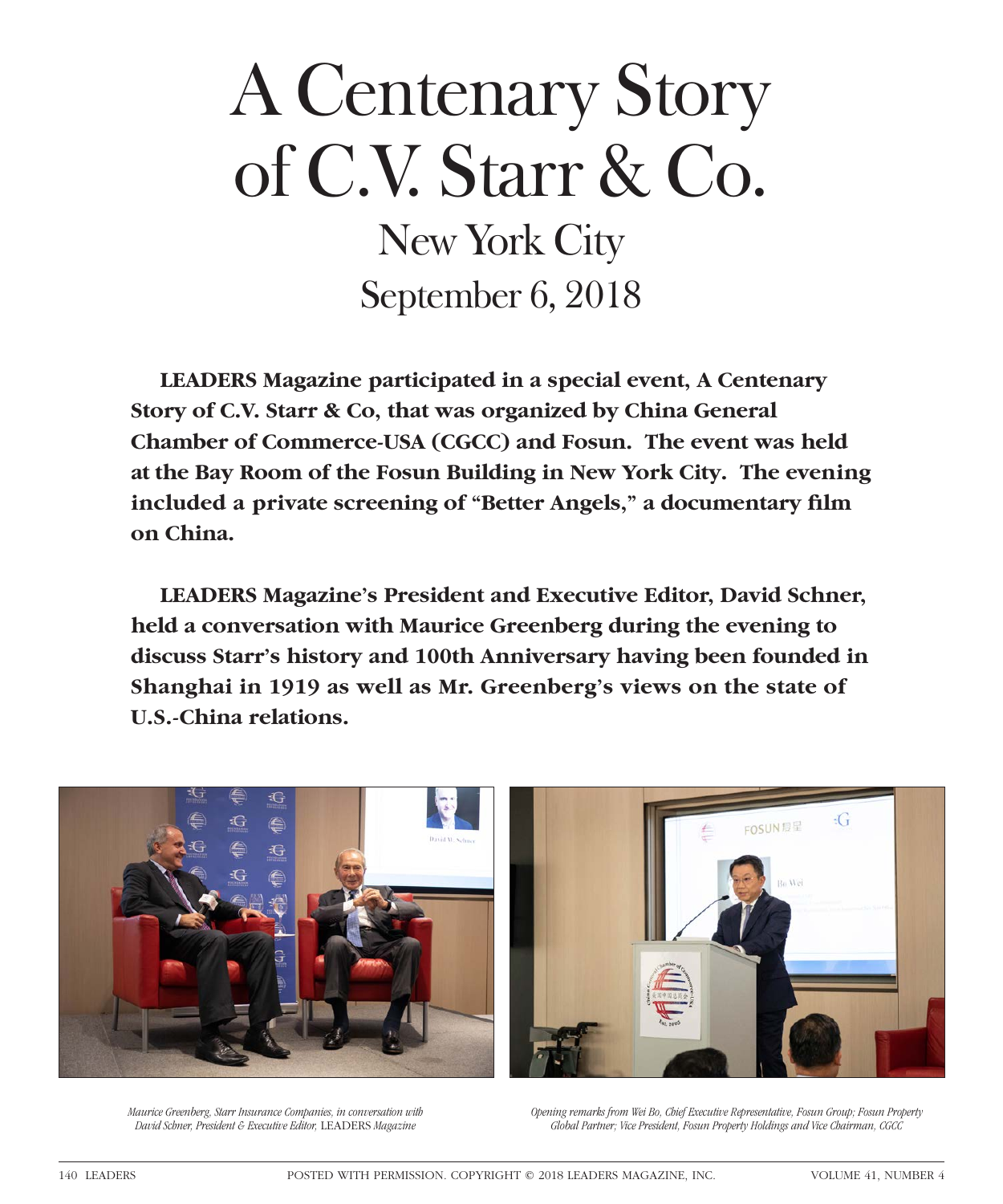# A Centenary Story of C.V. Starr & Co.

## New York City

## September 6, 2018

**LEADERS Magazine participated in a special event, A Centenary Story of C.V. Starr & Co, that was organized by China General Chamber of Commerce-USA (CGCC) and Fosun. The event was held at the Bay Room of the Fosun Building in New York City. The evening included a private screening of "Better Angels," a documentary film on China.**

**LEADERS Magazine's President and Executive Editor, David Schner, held a conversation with Maurice Greenberg during the evening to discuss Starr's history and 100th Anniversary having been founded in Shanghai in 1919 as well as Mr. Greenberg's views on the state of U.S.-China relations.**

*Maurice Greenberg, Starr Insurance Companies, in conversation with David Schner, President & Executive Editor,* LEADERS *Magazine*

*Opening remarks from Wei Bo, Chief Executive Representative, Fosun Group; Fosun Property Global Partner; Vice President, Fosun Property Holdings and Vice Chairman, CGCC*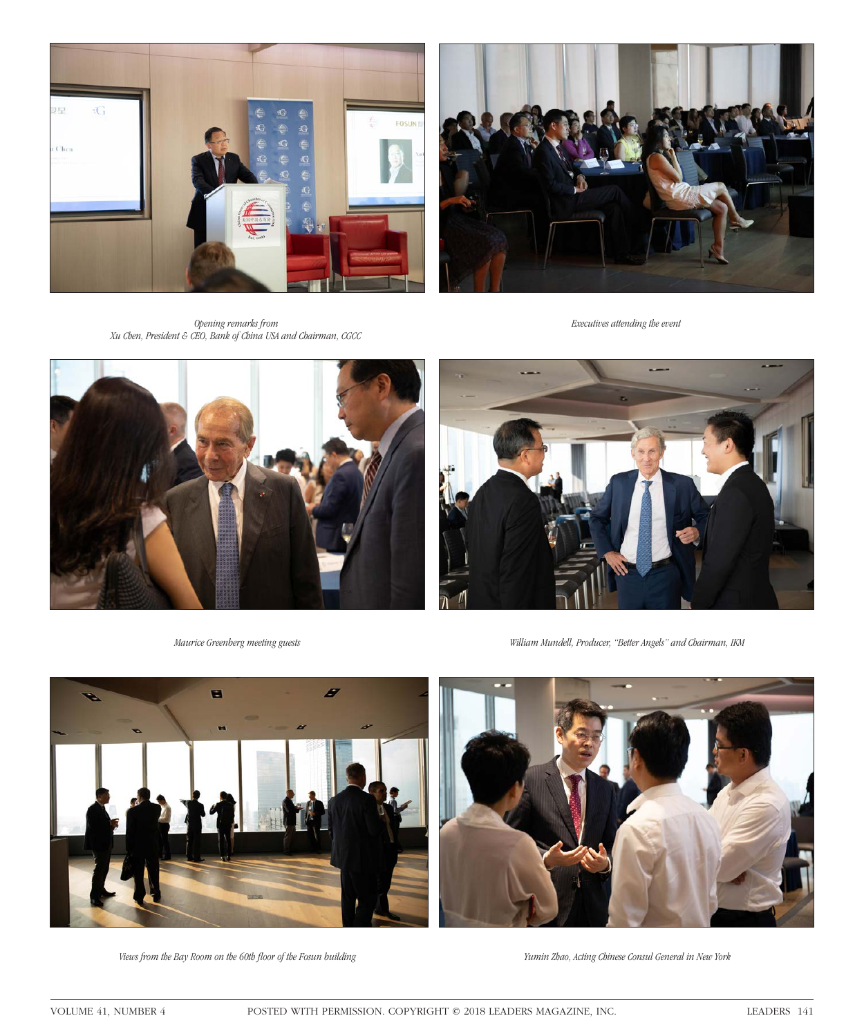Opening remarks from
Xu Chen, President & CEO, Bank of China USA and Chairman, CGCC

Executives attending the event

Maurice Greenberg meeting guests

William Mundell, Producer, "Better Angels" and Chairman, IKM

Views from the Bay Room on the 60th floor of the Fosun building

Yumin Zhao, Acting Chinese Consul General in New York

POSTED WITH PERMISSION. COPYRIGHT © 2018 LEADERS MAGAZINE, INC.